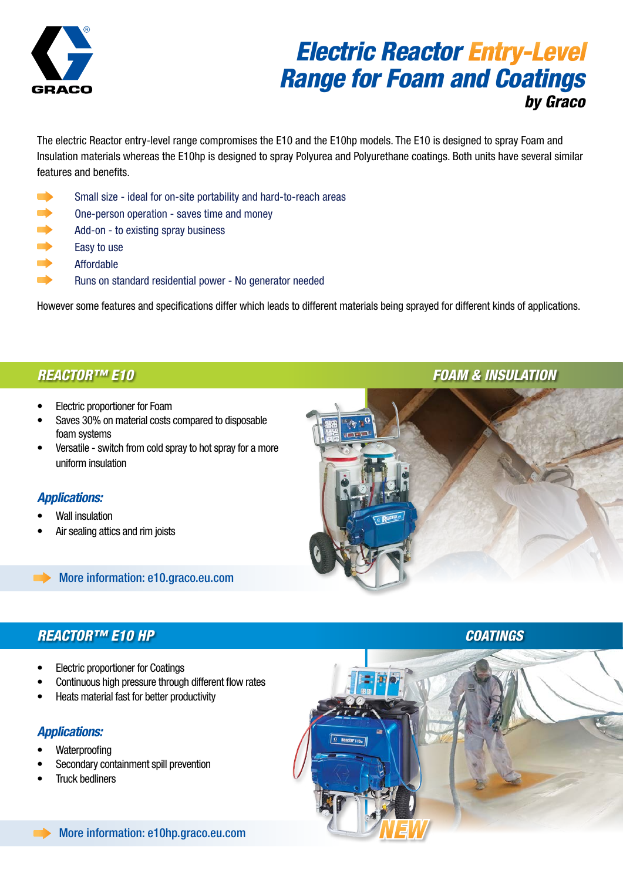# Electric Reactor Entry-Level Range for Foam and Coatings

***by Graco***

The electric Reactor entry-level range compromises the E10 and the E10hp models. The E10 is designed to spray Foam and Insulation materials whereas the E10hp is designed to spray Polyurea and Polyurethane coatings. Both units have several similar features and benefits.

- Small size - ideal for on-site portability and hard-to-reach areas
- One-person operation - saves time and money
- Add-on - to existing spray business
- Easy to use
- Affordable
- Runs on standard residential power - No generator needed

However some features and specifications differ which leads to different materials being sprayed for different kinds of applications.

## REACTOR™ E10 — FOAM & INSULATION

- Electric proportioner for Foam
- Saves 30% on material costs compared to disposable foam systems
- Versatile - switch from cold spray to hot spray for a more uniform insulation

### *Applications:*

- Wall insulation
- Air sealing attics and rim joists

More information: e10.graco.eu.com

## REACTOR™ E10 HP — COATINGS

- Electric proportioner for Coatings
- Continuous high pressure through different flow rates
- Heats material fast for better productivity

### *Applications:*

- Waterproofing
- Secondary containment spill prevention
- Truck bedliners

More information: e10hp.graco.eu.com

NEW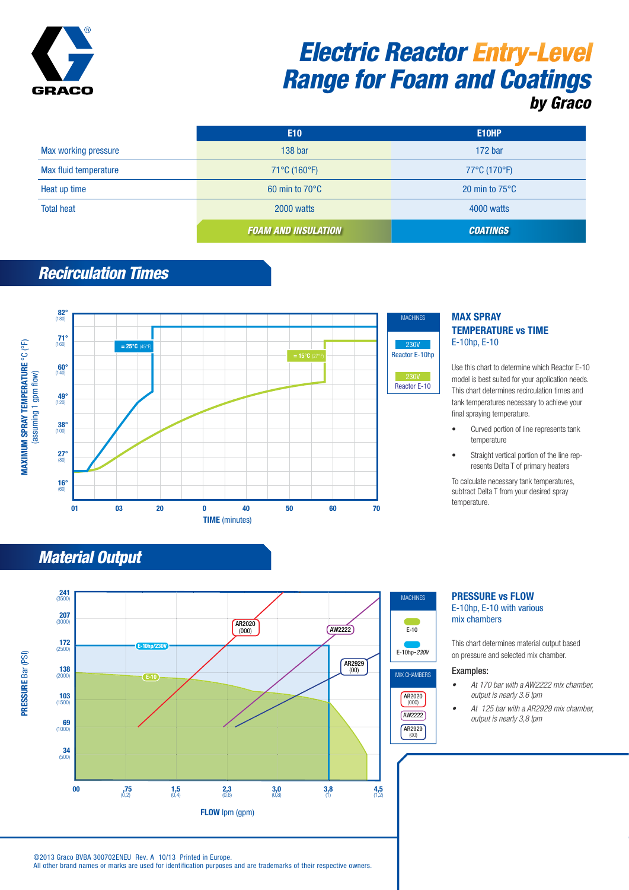# Electric Reactor Entry-Level Range for Foam and Coatings

*by Graco*

| | E10 | E10HP |
|---|---|---|
| Max working pressure | 138 bar | 172 bar |
| Max fluid temperature | 71°C (160°F) | 77°C (170°F) |
| Heat up time | 60 min to 70°C | 20 min to 75°C |
| Total heat | 2000 watts | 4000 watts |
| | FOAM AND INSULATION | COATINGS |

## Recirculation Times

MAXIMUM SPRAY TEMPERATURE °C (°F) (assuming 1 gpm flow)

82° (180)
71° (160)
60° (140)
49° (120)
38° (100)
27° (80)
16° (60)

= 25°C (45°F)
= 15°C (27°F)

01 03 20 0 40 50 60 70

TIME (minutes)

MACHINES
230V Reactor E-10hp
230V Reactor E-10

### MAX SPRAY TEMPERATURE vs TIME

E-10hp, E-10

Use this chart to determine which Reactor E-10 model is best suited for your application needs. This chart determines recirculation times and tank temperatures necessary to achieve your final spraying temperature.

- Curved portion of line represents tank temperature
- Straight vertical portion of the line represents Delta T of primary heaters

To calculate necessary tank temperatures, subtract Delta T from your desired spray temperature.

## Material Output

PRESSURE Bar (PSI)

241 (3500)
207 (3000)
172 (2500)
138 (2000)
103 (1500)
69 (1000)
34 (500)

E-10hp/230V
E-10
AR2020 (000)
AW2222
AR2929 (00)

00 .75 (0,2) 1,5 (0,4) 2,3 (0,6) 3,0 (0,8) 3,8 (1) 4,5 (1,2)

FLOW lpm (gpm)

MACHINES
E-10
E-10hp-230V

MIX CHAMBERS
AR2020 (000)
AW2222
AR2929 (00)

### PRESSURE vs FLOW

E-10hp, E-10 with various mix chambers

This chart determines material output based on pressure and selected mix chamber.

**Examples:**

- *At 170 bar with a AW2222 mix chamber, output is nearly 3.6 lpm*
- *At 125 bar with a AR2929 mix chamber, output is nearly 3,8 lpm*

©2013 Graco BVBA 300702ENEU Rev. A 10/13 Printed in Europe.
All other brand names or marks are used for identification purposes and are trademarks of their respective owners.